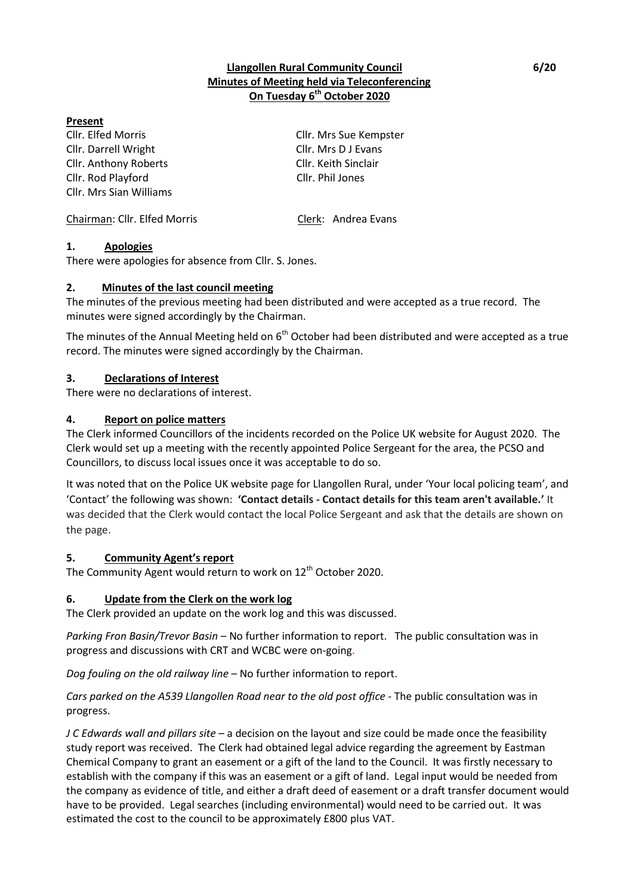**Llangollen Rural Community Council**
**Minutes of Meeting held via Teleconferencing**
**On Tuesday 6th October 2020**

6/20

**Present**

| | |
|---|---|
| Cllr. Elfed Morris | Cllr. Mrs Sue Kempster |
| Cllr. Darrell Wright | Cllr. Mrs D J Evans |
| Cllr. Anthony Roberts | Cllr. Keith Sinclair |
| Cllr. Rod Playford | Cllr. Phil Jones |
| Cllr. Mrs Sian Williams | |

Chairman: Cllr. Elfed Morris          Clerk: Andrea Evans

## 1. Apologies

There were apologies for absence from Cllr. S. Jones.

## 2. Minutes of the last council meeting

The minutes of the previous meeting had been distributed and were accepted as a true record. The minutes were signed accordingly by the Chairman.

The minutes of the Annual Meeting held on 6th October had been distributed and were accepted as a true record. The minutes were signed accordingly by the Chairman.

## 3. Declarations of Interest

There were no declarations of interest.

## 4. Report on police matters

The Clerk informed Councillors of the incidents recorded on the Police UK website for August 2020. The Clerk would set up a meeting with the recently appointed Police Sergeant for the area, the PCSO and Councillors, to discuss local issues once it was acceptable to do so.

It was noted that on the Police UK website page for Llangollen Rural, under 'Your local policing team', and 'Contact' the following was shown: **'Contact details - Contact details for this team aren't available.'** It was decided that the Clerk would contact the local Police Sergeant and ask that the details are shown on the page.

## 5. Community Agent's report

The Community Agent would return to work on 12th October 2020.

## 6. Update from the Clerk on the work log

The Clerk provided an update on the work log and this was discussed.

*Parking Fron Basin/Trevor Basin* – No further information to report. The public consultation was in progress and discussions with CRT and WCBC were on-going.

*Dog fouling on the old railway line* – No further information to report.

*Cars parked on the A539 Llangollen Road near to the old post office* - The public consultation was in progress.

*J C Edwards wall and pillars site* – a decision on the layout and size could be made once the feasibility study report was received. The Clerk had obtained legal advice regarding the agreement by Eastman Chemical Company to grant an easement or a gift of the land to the Council. It was firstly necessary to establish with the company if this was an easement or a gift of land. Legal input would be needed from the company as evidence of title, and either a draft deed of easement or a draft transfer document would have to be provided. Legal searches (including environmental) would need to be carried out. It was estimated the cost to the council to be approximately £800 plus VAT.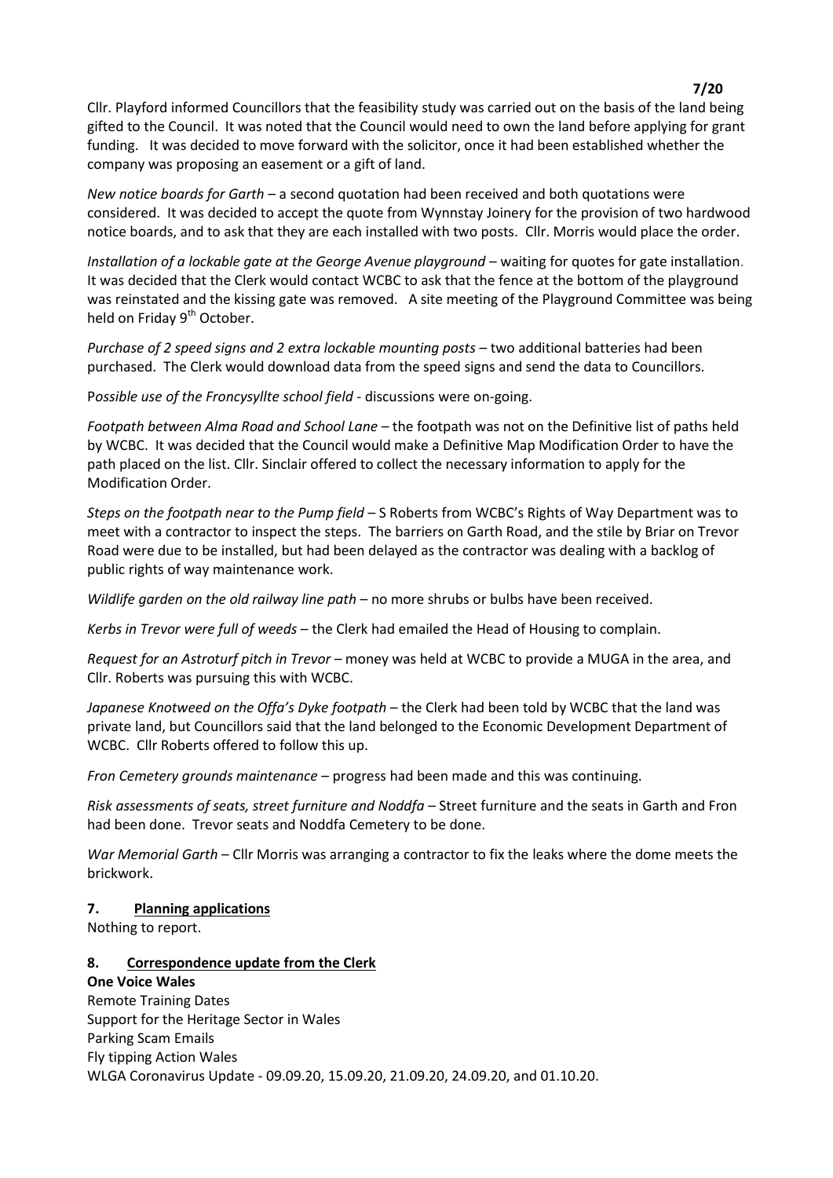Cllr. Playford informed Councillors that the feasibility study was carried out on the basis of the land being gifted to the Council. It was noted that the Council would need to own the land before applying for grant funding. It was decided to move forward with the solicitor, once it had been established whether the company was proposing an easement or a gift of land.

*New notice boards for Garth* – a second quotation had been received and both quotations were considered. It was decided to accept the quote from Wynnstay Joinery for the provision of two hardwood notice boards, and to ask that they are each installed with two posts. Cllr. Morris would place the order.

*Installation of a lockable gate at the George Avenue playground* – waiting for quotes for gate installation. It was decided that the Clerk would contact WCBC to ask that the fence at the bottom of the playground was reinstated and the kissing gate was removed. A site meeting of the Playground Committee was being held on Friday 9th October.

*Purchase of 2 speed signs and 2 extra lockable mounting posts* – two additional batteries had been purchased. The Clerk would download data from the speed signs and send the data to Councillors.

*Possible use of the Froncysyllte school field* - discussions were on-going.

*Footpath between Alma Road and School Lane* – the footpath was not on the Definitive list of paths held by WCBC. It was decided that the Council would make a Definitive Map Modification Order to have the path placed on the list. Cllr. Sinclair offered to collect the necessary information to apply for the Modification Order.

*Steps on the footpath near to the Pump field* – S Roberts from WCBC's Rights of Way Department was to meet with a contractor to inspect the steps. The barriers on Garth Road, and the stile by Briar on Trevor Road were due to be installed, but had been delayed as the contractor was dealing with a backlog of public rights of way maintenance work.

*Wildlife garden on the old railway line path* – no more shrubs or bulbs have been received.

*Kerbs in Trevor were full of weeds* – the Clerk had emailed the Head of Housing to complain.

*Request for an Astroturf pitch in Trevor* – money was held at WCBC to provide a MUGA in the area, and Cllr. Roberts was pursuing this with WCBC.

*Japanese Knotweed on the Offa's Dyke footpath* – the Clerk had been told by WCBC that the land was private land, but Councillors said that the land belonged to the Economic Development Department of WCBC. Cllr Roberts offered to follow this up.

*Fron Cemetery grounds maintenance* – progress had been made and this was continuing.

*Risk assessments of seats, street furniture and Noddfa* – Street furniture and the seats in Garth and Fron had been done. Trevor seats and Noddfa Cemetery to be done.

*War Memorial Garth* – Cllr Morris was arranging a contractor to fix the leaks where the dome meets the brickwork.

## 7. Planning applications

Nothing to report.

## 8. Correspondence update from the Clerk

**One Voice Wales**

Remote Training Dates
Support for the Heritage Sector in Wales
Parking Scam Emails
Fly tipping Action Wales
WLGA Coronavirus Update - 09.09.20, 15.09.20, 21.09.20, 24.09.20, and 01.10.20.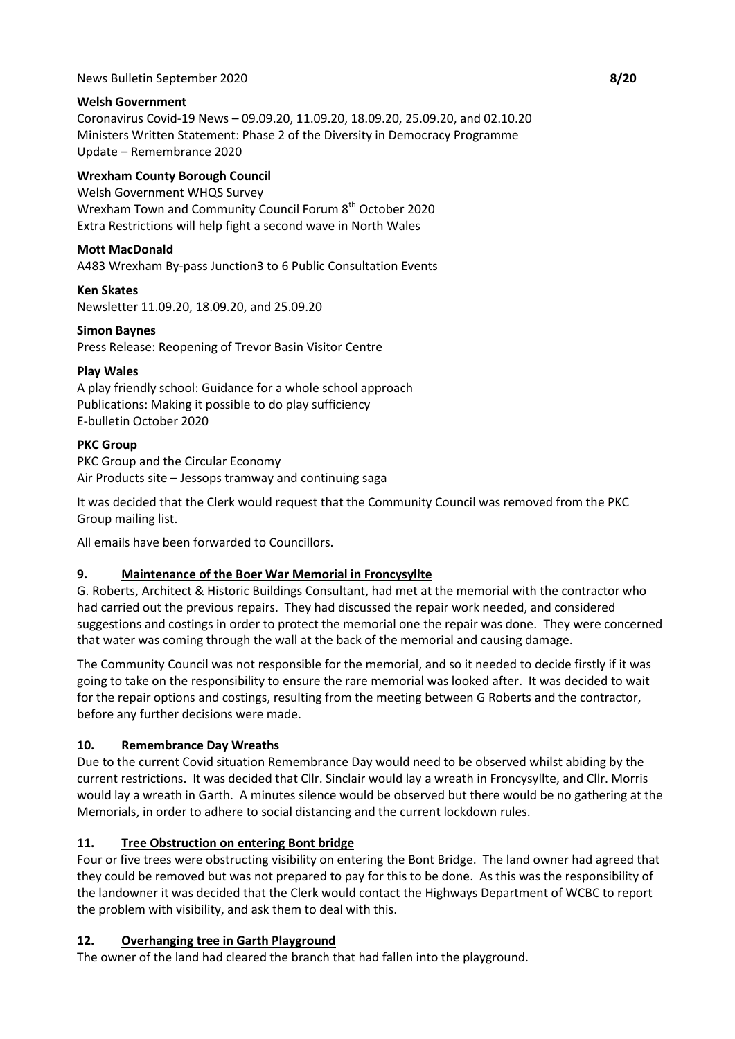News Bulletin September 2020 **8/20**

**Welsh Government**
Coronavirus Covid-19 News – 09.09.20, 11.09.20, 18.09.20, 25.09.20, and 02.10.20
Ministers Written Statement: Phase 2 of the Diversity in Democracy Programme
Update – Remembrance 2020

**Wrexham County Borough Council**
Welsh Government WHQS Survey
Wrexham Town and Community Council Forum 8th October 2020
Extra Restrictions will help fight a second wave in North Wales

**Mott MacDonald**
A483 Wrexham By-pass Junction3 to 6 Public Consultation Events

**Ken Skates**
Newsletter 11.09.20, 18.09.20, and 25.09.20

**Simon Baynes**
Press Release: Reopening of Trevor Basin Visitor Centre

**Play Wales**
A play friendly school: Guidance for a whole school approach
Publications: Making it possible to do play sufficiency
E-bulletin October 2020

**PKC Group**
PKC Group and the Circular Economy
Air Products site – Jessops tramway and continuing saga

It was decided that the Clerk would request that the Community Council was removed from the PKC Group mailing list.

All emails have been forwarded to Councillors.

## 9. Maintenance of the Boer War Memorial in Froncysyllte

G. Roberts, Architect & Historic Buildings Consultant, had met at the memorial with the contractor who had carried out the previous repairs. They had discussed the repair work needed, and considered suggestions and costings in order to protect the memorial one the repair was done. They were concerned that water was coming through the wall at the back of the memorial and causing damage.

The Community Council was not responsible for the memorial, and so it needed to decide firstly if it was going to take on the responsibility to ensure the rare memorial was looked after. It was decided to wait for the repair options and costings, resulting from the meeting between G Roberts and the contractor, before any further decisions were made.

## 10. Remembrance Day Wreaths

Due to the current Covid situation Remembrance Day would need to be observed whilst abiding by the current restrictions. It was decided that Cllr. Sinclair would lay a wreath in Froncysyllte, and Cllr. Morris would lay a wreath in Garth. A minutes silence would be observed but there would be no gathering at the Memorials, in order to adhere to social distancing and the current lockdown rules.

## 11. Tree Obstruction on entering Bont bridge

Four or five trees were obstructing visibility on entering the Bont Bridge. The land owner had agreed that they could be removed but was not prepared to pay for this to be done. As this was the responsibility of the landowner it was decided that the Clerk would contact the Highways Department of WCBC to report the problem with visibility, and ask them to deal with this.

## 12. Overhanging tree in Garth Playground

The owner of the land had cleared the branch that had fallen into the playground.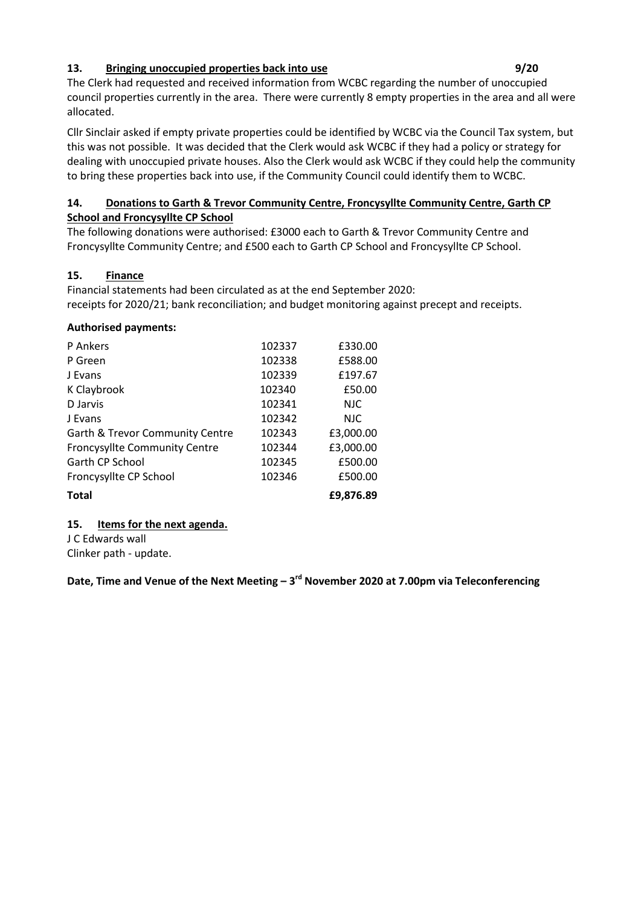### 13. Bringing unoccupied properties back into use 9/20

The Clerk had requested and received information from WCBC regarding the number of unoccupied council properties currently in the area. There were currently 8 empty properties in the area and all were allocated.

Cllr Sinclair asked if empty private properties could be identified by WCBC via the Council Tax system, but this was not possible. It was decided that the Clerk would ask WCBC if they had a policy or strategy for dealing with unoccupied private houses. Also the Clerk would ask WCBC if they could help the community to bring these properties back into use, if the Community Council could identify them to WCBC.

### 14. Donations to Garth & Trevor Community Centre, Froncysyllte Community Centre, Garth CP School and Froncysyllte CP School

The following donations were authorised: £3000 each to Garth & Trevor Community Centre and Froncysyllte Community Centre; and £500 each to Garth CP School and Froncysyllte CP School.

### 15. Finance

Financial statements had been circulated as at the end September 2020:
receipts for 2020/21; bank reconciliation; and budget monitoring against precept and receipts.

**Authorised payments:**

| | | |
|---|---|---|
| P Ankers | 102337 | £330.00 |
| P Green | 102338 | £588.00 |
| J Evans | 102339 | £197.67 |
| K Claybrook | 102340 | £50.00 |
| D Jarvis | 102341 | NJC |
| J Evans | 102342 | NJC |
| Garth & Trevor Community Centre | 102343 | £3,000.00 |
| Froncysyllte Community Centre | 102344 | £3,000.00 |
| Garth CP School | 102345 | £500.00 |
| Froncysyllte CP School | 102346 | £500.00 |
| **Total** | | **£9,876.89** |

### 15. Items for the next agenda.

J C Edwards wall
Clinker path - update.

**Date, Time and Venue of the Next Meeting – 3rd November 2020 at 7.00pm via Teleconferencing**